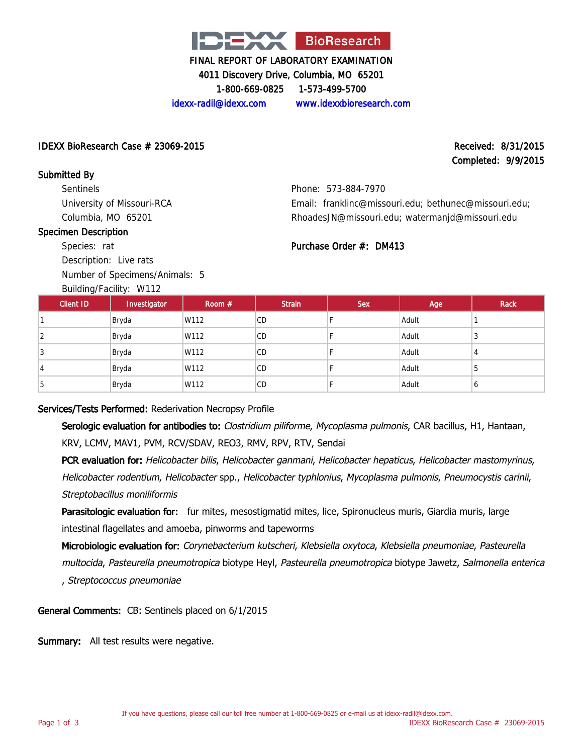IDEXX BioResearch

FINAL REPORT OF LABORATORY EXAMINATION
4011 Discovery Drive, Columbia, MO 65201
1-800-669-0825 1-573-499-5700
idexx-radil@idexx.com www.idexxbioresearch.com

IDEXX BioResearch Case # 23069-2015

Received: 8/31/2015
Completed: 9/9/2015

**Submitted By**

Sentinels
University of Missouri-RCA
Columbia, MO 65201

Phone: 573-884-7970
Email: franklinc@missouri.edu; bethunec@missouri.edu; RhoadesJN@missouri.edu; watermanjd@missouri.edu

**Specimen Description**

Species: rat
Description: Live rats
Number of Specimens/Animals: 5
Building/Facility: W112

**Purchase Order #: DM413**

| Client ID | Investigator | Room # | Strain | Sex | Age | Rack |
|---|---|---|---|---|---|---|
| 1 | Bryda | W112 | CD | F | Adult | 1 |
| 2 | Bryda | W112 | CD | F | Adult | 3 |
| 3 | Bryda | W112 | CD | F | Adult | 4 |
| 4 | Bryda | W112 | CD | F | Adult | 5 |
| 5 | Bryda | W112 | CD | F | Adult | 6 |

**Services/Tests Performed:** Rederivation Necropsy Profile

**Serologic evaluation for antibodies to:** *Clostridium piliforme*, *Mycoplasma pulmonis*, CAR bacillus, H1, Hantaan, KRV, LCMV, MAV1, PVM, RCV/SDAV, REO3, RMV, RPV, RTV, Sendai

**PCR evaluation for:** *Helicobacter bilis*, *Helicobacter ganmani*, *Helicobacter hepaticus*, *Helicobacter mastomyrinus*, *Helicobacter rodentium*, *Helicobacter* spp., *Helicobacter typhlonius*, *Mycoplasma pulmonis*, *Pneumocystis carinii*, *Streptobacillus moniliformis*

**Parasitologic evaluation for:** fur mites, mesostigmatid mites, lice, Spironucleus muris, Giardia muris, large intestinal flagellates and amoeba, pinworms and tapeworms

**Microbiologic evaluation for:** *Corynebacterium kutscheri*, *Klebsiella oxytoca*, *Klebsiella pneumoniae*, *Pasteurella multocida*, *Pasteurella pneumotropica* biotype Heyl, *Pasteurella pneumotropica* biotype Jawetz, *Salmonella enterica*, *Streptococcus pneumoniae*

**General Comments:** CB: Sentinels placed on 6/1/2015

**Summary:** All test results were negative.

If you have questions, please call our toll free number at 1-800-669-0825 or e-mail us at idexx-radil@idexx.com.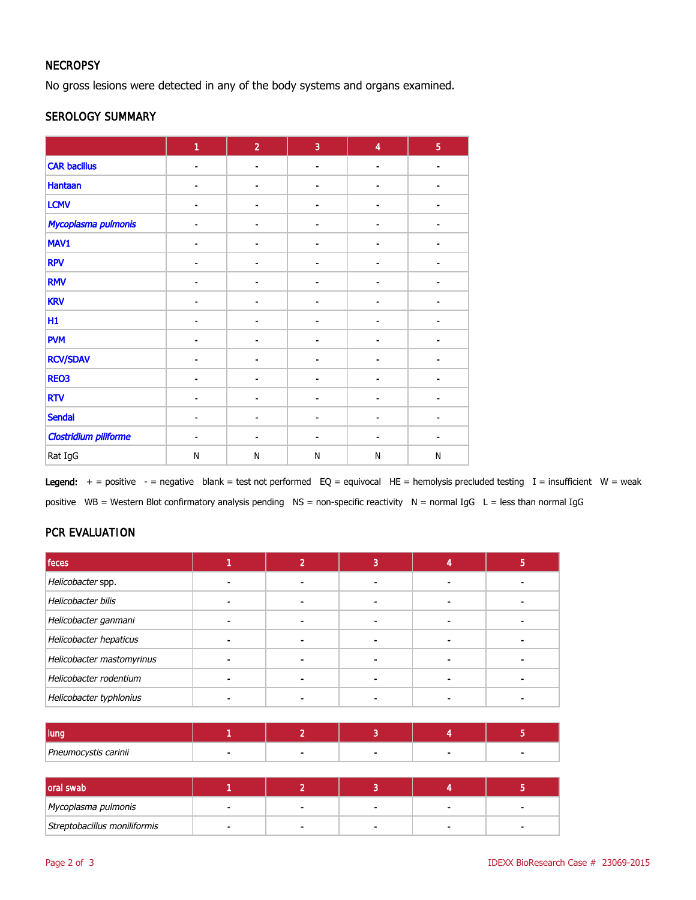## NECROPSY

No gross lesions were detected in any of the body systems and organs examined.

## SEROLOGY SUMMARY

| | 1 | 2 | 3 | 4 | 5 |
|---|---|---|---|---|---|
| CAR bacillus | - | - | - | - | - |
| Hantaan | - | - | - | - | - |
| LCMV | - | - | - | - | - |
| *Mycoplasma pulmonis* | - | - | - | - | - |
| MAV1 | - | - | - | - | - |
| RPV | - | - | - | - | - |
| RMV | - | - | - | - | - |
| KRV | - | - | - | - | - |
| H1 | - | - | - | - | - |
| PVM | - | - | - | - | - |
| RCV/SDAV | - | - | - | - | - |
| REO3 | - | - | - | - | - |
| RTV | - | - | - | - | - |
| Sendai | - | - | - | - | - |
| *Clostridium piliforme* | - | - | - | - | - |
| Rat IgG | N | N | N | N | N |

**Legend:** + = positive - = negative blank = test not performed EQ = equivocal HE = hemolysis precluded testing I = insufficient W = weak positive WB = Western Blot confirmatory analysis pending NS = non-specific reactivity N = normal IgG L = less than normal IgG

## PCR EVALUATION

| feces | 1 | 2 | 3 | 4 | 5 |
|---|---|---|---|---|---|
| *Helicobacter* spp. | - | - | - | - | - |
| *Helicobacter bilis* | - | - | - | - | - |
| *Helicobacter ganmani* | - | - | - | - | - |
| *Helicobacter hepaticus* | - | - | - | - | - |
| *Helicobacter mastomyrinus* | - | - | - | - | - |
| *Helicobacter rodentium* | - | - | - | - | - |
| *Helicobacter typhlonius* | - | - | - | - | - |

| lung | 1 | 2 | 3 | 4 | 5 |
|---|---|---|---|---|---|
| *Pneumocystis carinii* | - | - | - | - | - |

| oral swab | 1 | 2 | 3 | 4 | 5 |
|---|---|---|---|---|---|
| *Mycoplasma pulmonis* | - | - | - | - | - |
| *Streptobacillus moniliformis* | - | - | - | - | - |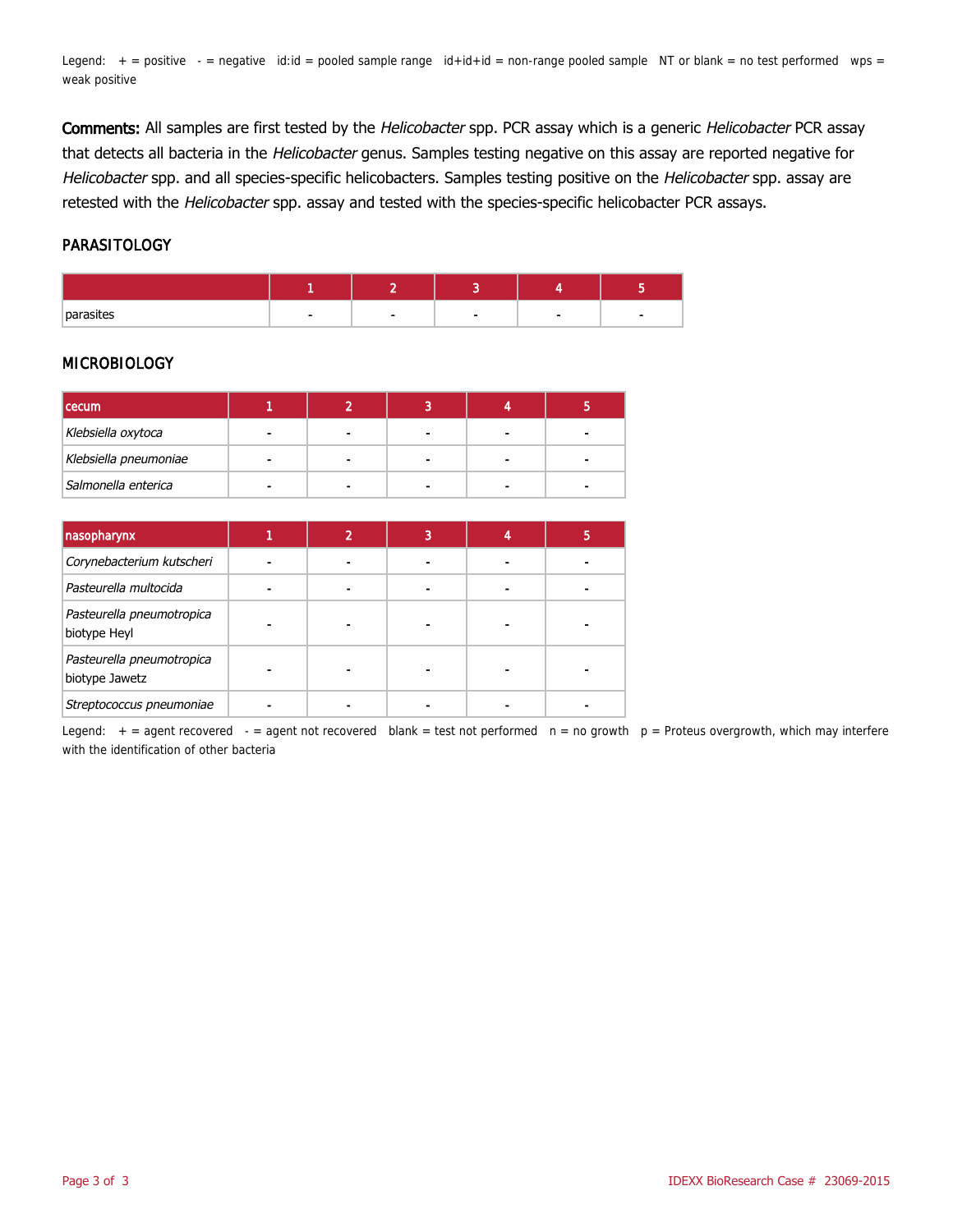Legend: + = positive - = negative id:id = pooled sample range id+id+id = non-range pooled sample NT or blank = no test performed wps = weak positive

**Comments:** All samples are first tested by the *Helicobacter* spp. PCR assay which is a generic *Helicobacter* PCR assay that detects all bacteria in the *Helicobacter* genus. Samples testing negative on this assay are reported negative for *Helicobacter* spp. and all species-specific helicobacters. Samples testing positive on the *Helicobacter* spp. assay are retested with the *Helicobacter* spp. assay and tested with the species-specific helicobacter PCR assays.

## PARASITOLOGY

| | 1 | 2 | 3 | 4 | 5 |
|---|---|---|---|---|---|
| parasites | - | - | - | - | - |

## MICROBIOLOGY

| cecum | 1 | 2 | 3 | 4 | 5 |
|---|---|---|---|---|---|
| *Klebsiella oxytoca* | - | - | - | - | - |
| *Klebsiella pneumoniae* | - | - | - | - | - |
| *Salmonella enterica* | - | - | - | - | - |

| nasopharynx | 1 | 2 | 3 | 4 | 5 |
|---|---|---|---|---|---|
| *Corynebacterium kutscheri* | - | - | - | - | - |
| *Pasteurella multocida* | - | - | - | - | - |
| *Pasteurella pneumotropica* biotype Heyl | - | - | - | - | - |
| *Pasteurella pneumotropica* biotype Jawetz | - | - | - | - | - |
| *Streptococcus pneumoniae* | - | - | - | - | - |

Legend: + = agent recovered - = agent not recovered blank = test not performed n = no growth p = Proteus overgrowth, which may interfere with the identification of other bacteria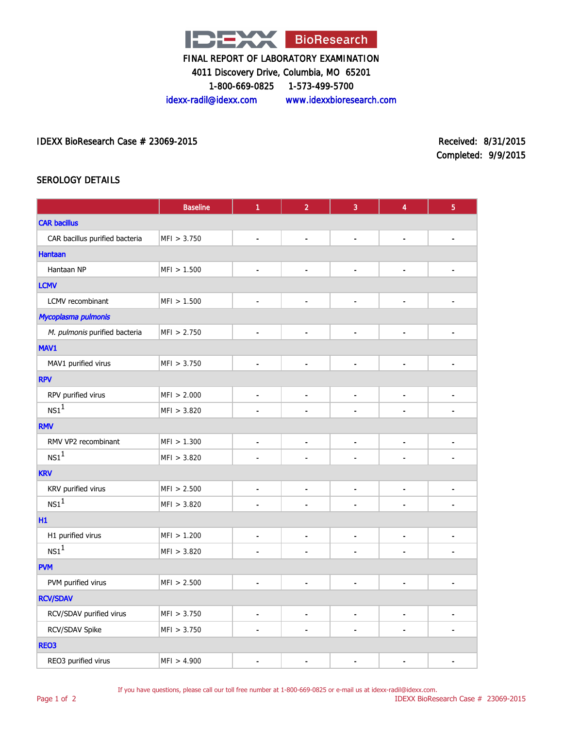IDEXX BioResearch

FINAL REPORT OF LABORATORY EXAMINATION

4011 Discovery Drive, Columbia, MO 65201

1-800-669-0825 1-573-499-5700

idexx-radil@idexx.com www.idexxbioresearch.com

IDEXX BioResearch Case # 23069-2015

Received: 8/31/2015

Completed: 9/9/2015

## SEROLOGY DETAILS

| | Baseline | 1 | 2 | 3 | 4 | 5 |
|---|---|---|---|---|---|---|
| **CAR bacillus** | | | | | | |
| CAR bacillus purified bacteria | MFI > 3.750 | - | - | - | - | - |
| **Hantaan** | | | | | | |
| Hantaan NP | MFI > 1.500 | - | - | - | - | - |
| **LCMV** | | | | | | |
| LCMV recombinant | MFI > 1.500 | - | - | - | - | - |
| ***Mycoplasma pulmonis*** | | | | | | |
| *M. pulmonis* purified bacteria | MFI > 2.750 | - | - | - | - | - |
| **MAV1** | | | | | | |
| MAV1 purified virus | MFI > 3.750 | - | - | - | - | - |
| **RPV** | | | | | | |
| RPV purified virus | MFI > 2.000 | - | - | - | - | - |
| NS1[1] | MFI > 3.820 | - | - | - | - | - |
| **RMV** | | | | | | |
| RMV VP2 recombinant | MFI > 1.300 | - | - | - | - | - |
| NS1[1] | MFI > 3.820 | - | - | - | - | - |
| **KRV** | | | | | | |
| KRV purified virus | MFI > 2.500 | - | - | - | - | - |
| NS1[1] | MFI > 3.820 | - | - | - | - | - |
| **H1** | | | | | | |
| H1 purified virus | MFI > 1.200 | - | - | - | - | - |
| NS1[1] | MFI > 3.820 | - | - | - | - | - |
| **PVM** | | | | | | |
| PVM purified virus | MFI > 2.500 | - | - | - | - | - |
| **RCV/SDAV** | | | | | | |
| RCV/SDAV purified virus | MFI > 3.750 | - | - | - | - | - |
| RCV/SDAV Spike | MFI > 3.750 | - | - | - | - | - |
| **REO3** | | | | | | |
| REO3 purified virus | MFI > 4.900 | - | - | - | - | - |

If you have questions, please call our toll free number at 1-800-669-0825 or e-mail us at idexx-radil@idexx.com.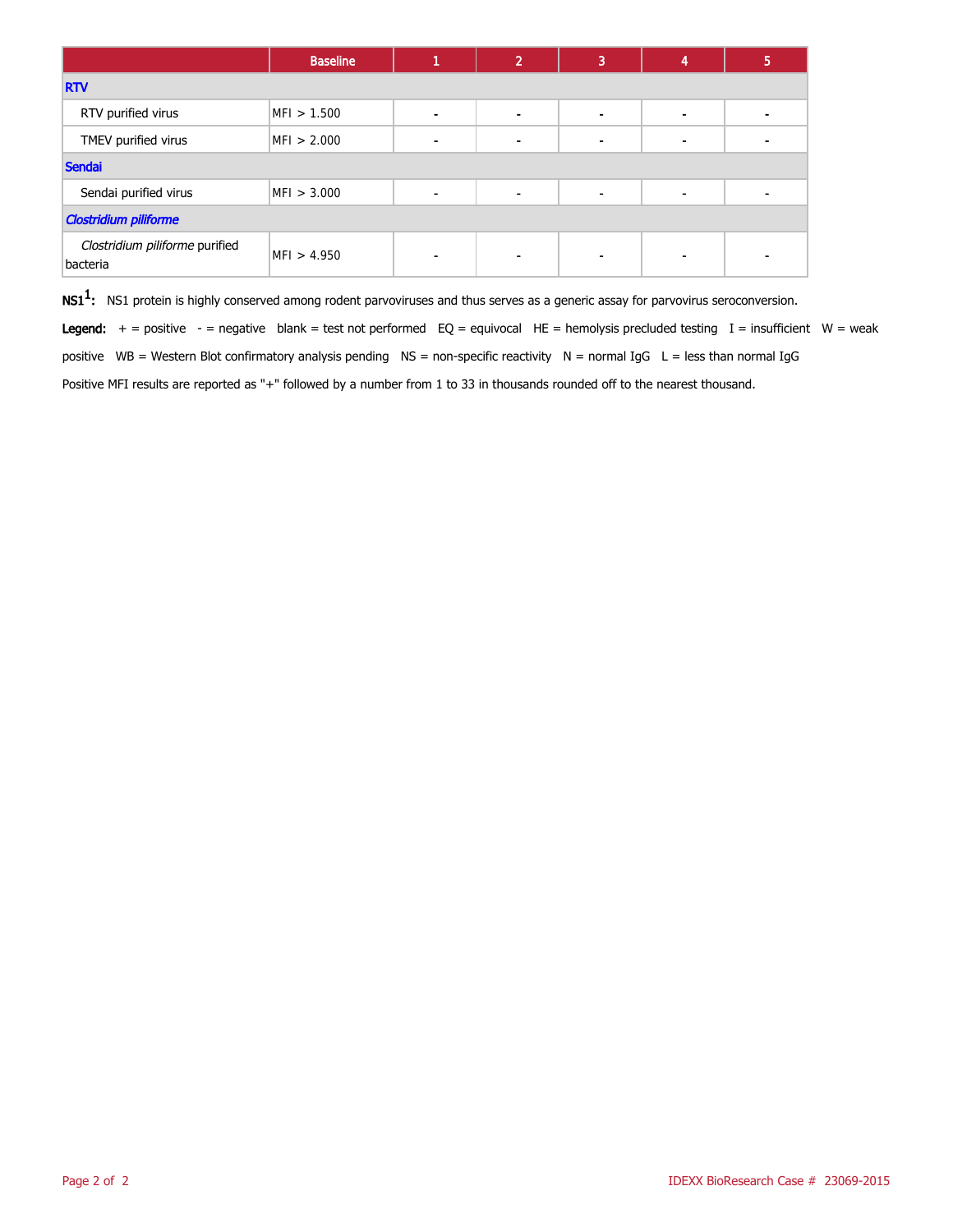| | Baseline | 1 | 2 | 3 | 4 | 5 |
|---|---|---|---|---|---|---|
| **RTV** | | | | | | |
| RTV purified virus | MFI > 1.500 | - | - | - | - | - |
| TMEV purified virus | MFI > 2.000 | - | - | - | - | - |
| **Sendai** | | | | | | |
| Sendai purified virus | MFI > 3.000 | - | - | - | - | - |
| ***Clostridium piliforme*** | | | | | | |
| *Clostridium piliforme* purified bacteria | MFI > 4.950 | - | - | - | - | - |

**NS1[1]:** NS1 protein is highly conserved among rodent parvoviruses and thus serves as a generic assay for parvovirus seroconversion.

**Legend:** + = positive - = negative blank = test not performed EQ = equivocal HE = hemolysis precluded testing I = insufficient W = weak positive WB = Western Blot confirmatory analysis pending NS = non-specific reactivity N = normal IgG L = less than normal IgG

Positive MFI results are reported as "+" followed by a number from 1 to 33 in thousands rounded off to the nearest thousand.

IDEXX BioResearch Case # 23069-2015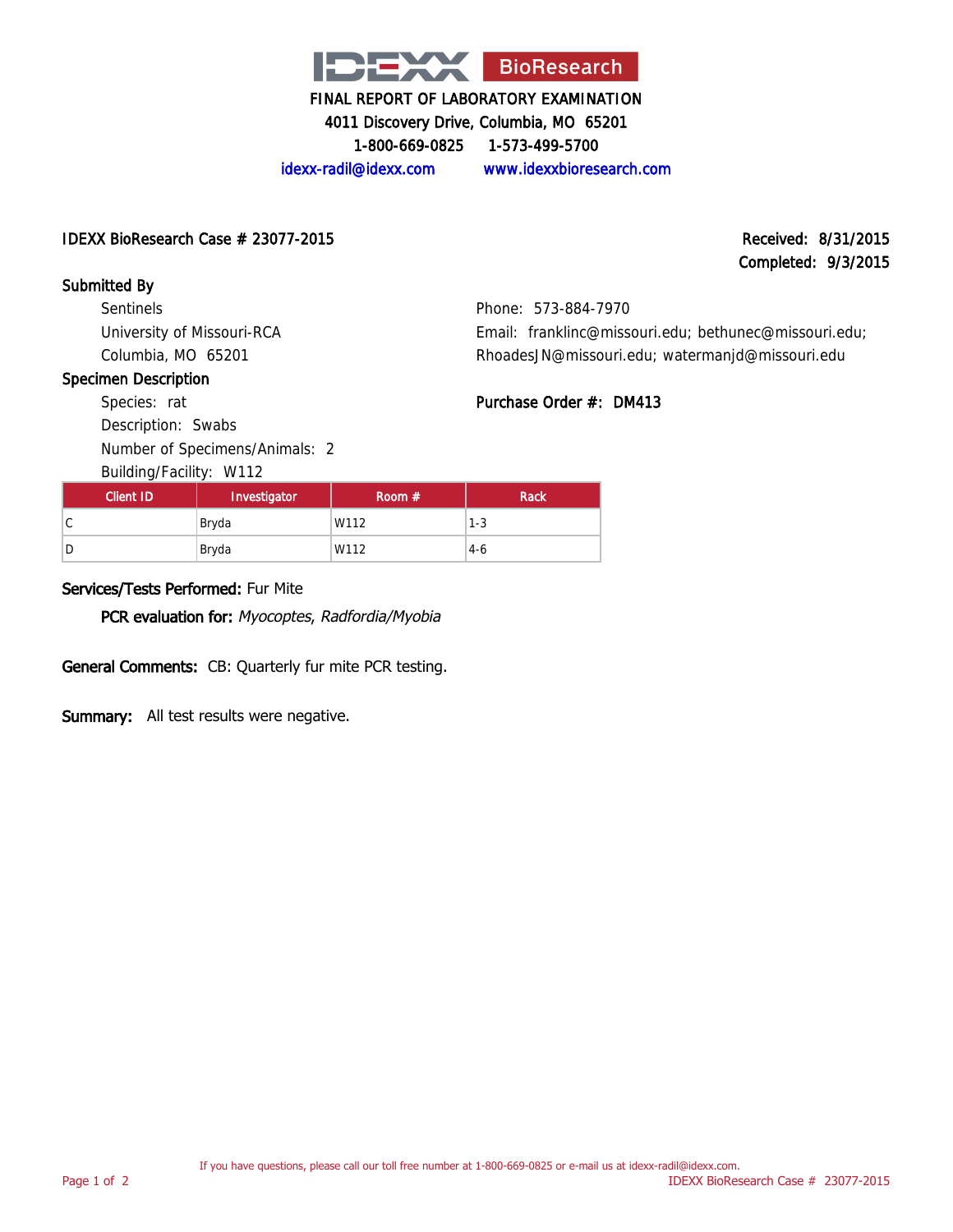IDEXX BioResearch

FINAL REPORT OF LABORATORY EXAMINATION

4011 Discovery Drive, Columbia, MO 65201

1-800-669-0825 1-573-499-5700

idexx-radil@idexx.com www.idexxbioresearch.com

**IDEXX BioResearch Case # 23077-2015**

**Received: 8/31/2015**

**Completed: 9/3/2015**

**Submitted By**

Sentinels
University of Missouri-RCA
Columbia, MO 65201

Phone: 573-884-7970
Email: franklinc@missouri.edu; bethunec@missouri.edu; RhoadesJN@missouri.edu; watermanjd@missouri.edu

**Specimen Description**

Species: rat
Description: Swabs
Number of Specimens/Animals: 2
Building/Facility: W112

**Purchase Order #: DM413**

| Client ID | Investigator | Room # | Rack |
|---|---|---|---|
| C | Bryda | W112 | 1-3 |
| D | Bryda | W112 | 4-6 |

**Services/Tests Performed:** Fur Mite

**PCR evaluation for:** *Myocoptes, Radfordia/Myobia*

**General Comments:** CB: Quarterly fur mite PCR testing.

**Summary:** All test results were negative.

If you have questions, please call our toll free number at 1-800-669-0825 or e-mail us at idexx-radil@idexx.com.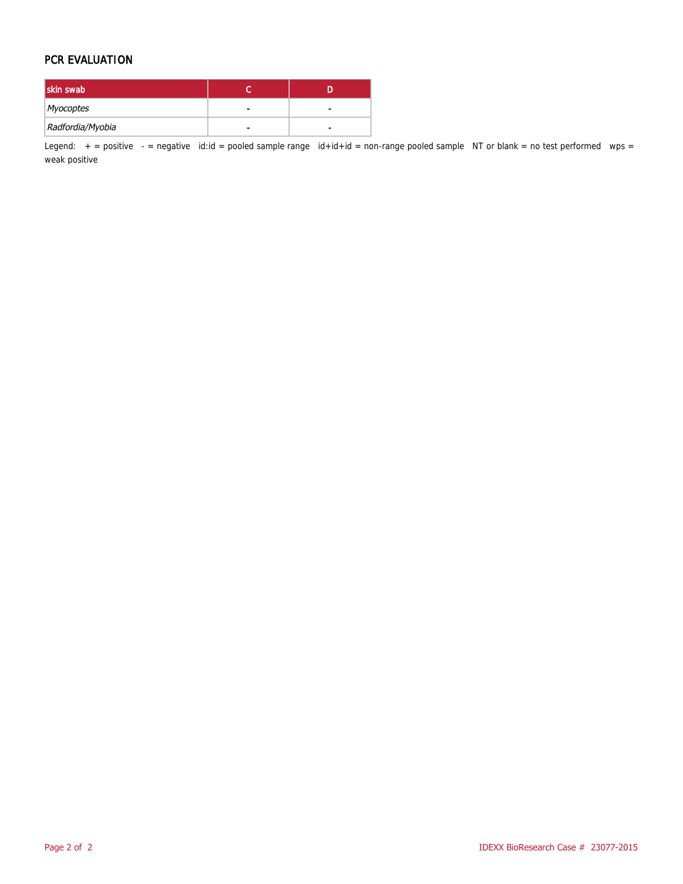## PCR EVALUATION

| skin swab | C | D |
|---|---|---|
| *Myocoptes* | - | - |
| *Radfordia/Myobia* | - | - |

Legend: + = positive - = negative id:id = pooled sample range id+id+id = non-range pooled sample NT or blank = no test performed wps = weak positive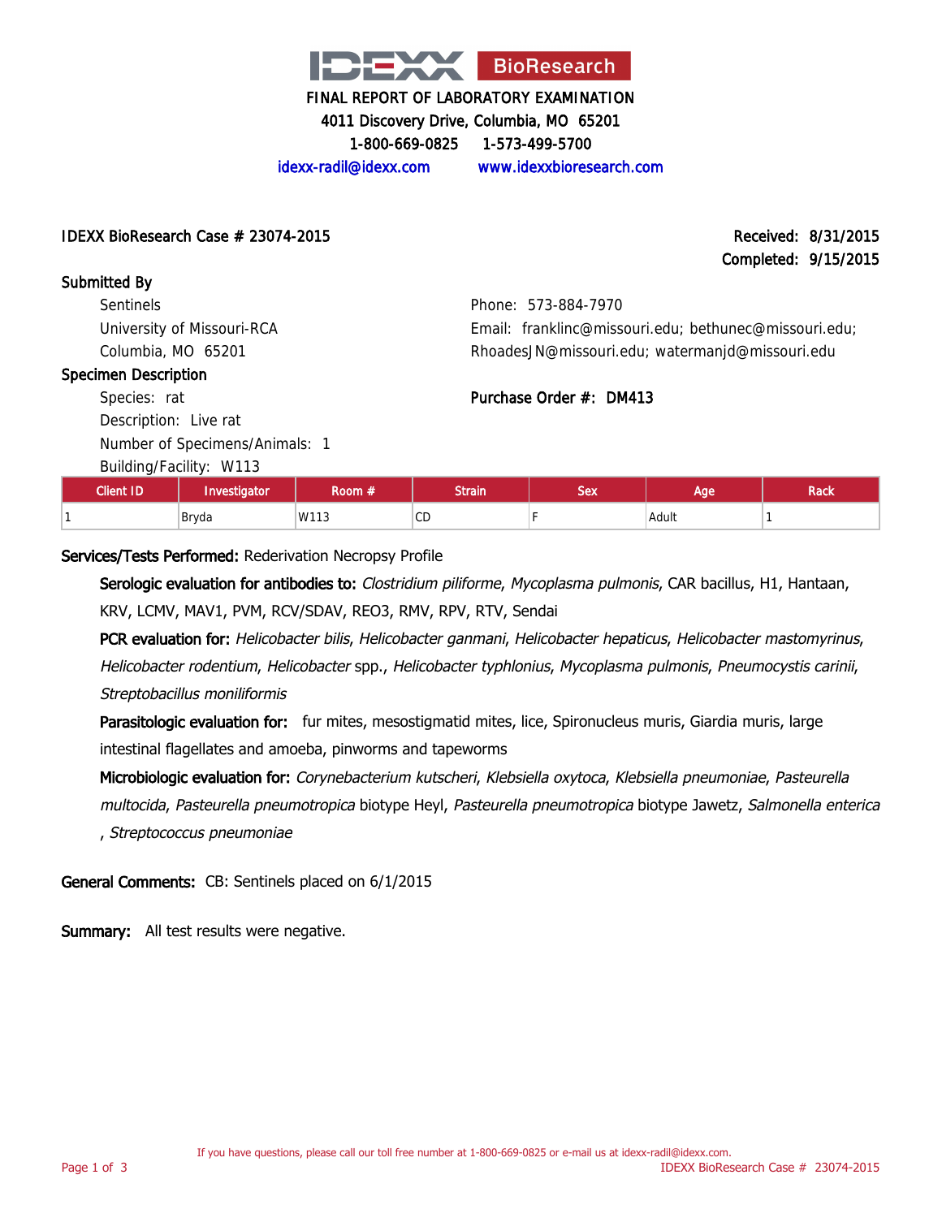IDEXX BioResearch

FINAL REPORT OF LABORATORY EXAMINATION
4011 Discovery Drive, Columbia, MO 65201
1-800-669-0825 1-573-499-5700
idexx-radil@idexx.com www.idexxbioresearch.com

**IDEXX BioResearch Case # 23074-2015**

Received: 8/31/2015
Completed: 9/15/2015

**Submitted By**

Sentinels
University of Missouri-RCA
Columbia, MO 65201

Phone: 573-884-7970
Email: franklinc@missouri.edu; bethunec@missouri.edu; RhoadesJN@missouri.edu; watermanjd@missouri.edu

**Specimen Description**

Species: rat
Description: Live rat
Number of Specimens/Animals: 1
Building/Facility: W113

**Purchase Order #: DM413**

| Client ID | Investigator | Room # | Strain | Sex | Age | Rack |
|---|---|---|---|---|---|---|
| 1 | Bryda | W113 | CD | F | Adult | 1 |

**Services/Tests Performed:** Rederivation Necropsy Profile

**Serologic evaluation for antibodies to:** *Clostridium piliforme*, *Mycoplasma pulmonis*, CAR bacillus, H1, Hantaan, KRV, LCMV, MAV1, PVM, RCV/SDAV, REO3, RMV, RPV, RTV, Sendai

**PCR evaluation for:** *Helicobacter bilis*, *Helicobacter ganmani*, *Helicobacter hepaticus*, *Helicobacter mastomyrinus*, *Helicobacter rodentium*, *Helicobacter* spp., *Helicobacter typhlonius*, *Mycoplasma pulmonis*, *Pneumocystis carinii*, *Streptobacillus moniliformis*

**Parasitologic evaluation for:** fur mites, mesostigmatid mites, lice, Spironucleus muris, Giardia muris, large intestinal flagellates and amoeba, pinworms and tapeworms

**Microbiologic evaluation for:** *Corynebacterium kutscheri*, *Klebsiella oxytoca*, *Klebsiella pneumoniae*, *Pasteurella multocida*, *Pasteurella pneumotropica* biotype Heyl, *Pasteurella pneumotropica* biotype Jawetz, *Salmonella enterica* , *Streptococcus pneumoniae*

**General Comments:** CB: Sentinels placed on 6/1/2015

**Summary:** All test results were negative.

If you have questions, please call our toll free number at 1-800-669-0825 or e-mail us at idexx-radil@idexx.com.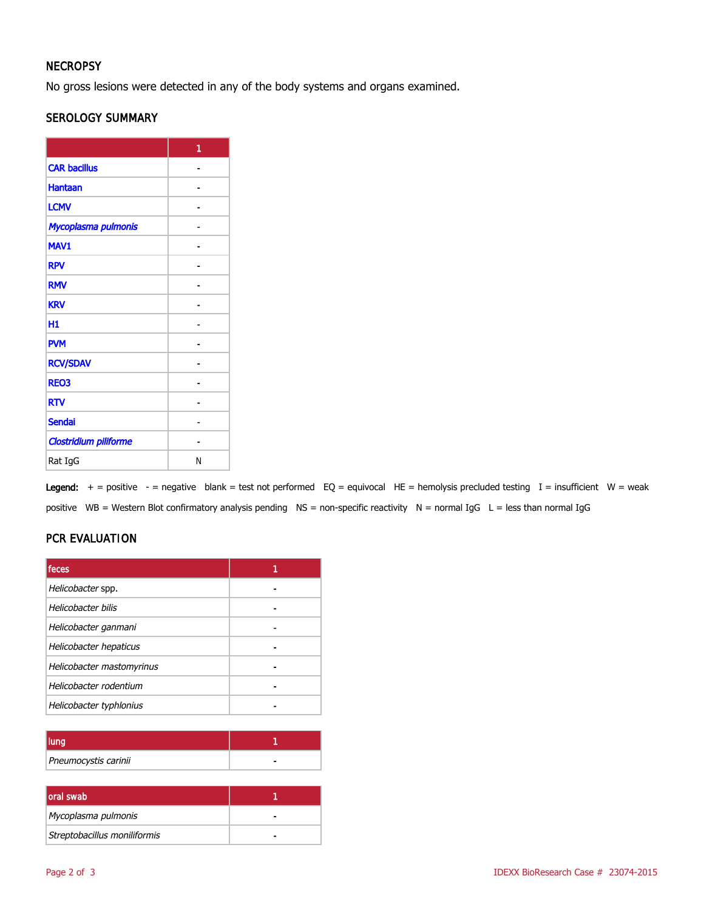## NECROPSY

No gross lesions were detected in any of the body systems and organs examined.

## SEROLOGY SUMMARY

| | 1 |
|---|---|
| CAR bacillus | - |
| Hantaan | - |
| LCMV | - |
| *Mycoplasma pulmonis* | - |
| MAV1 | - |
| RPV | - |
| RMV | - |
| KRV | - |
| H1 | - |
| PVM | - |
| RCV/SDAV | - |
| REO3 | - |
| RTV | - |
| Sendai | - |
| *Clostridium piliforme* | - |
| Rat IgG | N |

**Legend:** + = positive - = negative blank = test not performed EQ = equivocal HE = hemolysis precluded testing I = insufficient W = weak positive WB = Western Blot confirmatory analysis pending NS = non-specific reactivity N = normal IgG L = less than normal IgG

## PCR EVALUATION

| feces | 1 |
|---|---|
| *Helicobacter* spp. | - |
| *Helicobacter bilis* | - |
| *Helicobacter ganmani* | - |
| *Helicobacter hepaticus* | - |
| *Helicobacter mastomyrinus* | - |
| *Helicobacter rodentium* | - |
| *Helicobacter typhlonius* | - |

| lung | 1 |
|---|---|
| *Pneumocystis carinii* | - |

| oral swab | 1 |
|---|---|
| *Mycoplasma pulmonis* | - |
| *Streptobacillus moniliformis* | - |

IDEXX BioResearch Case # 23074-2015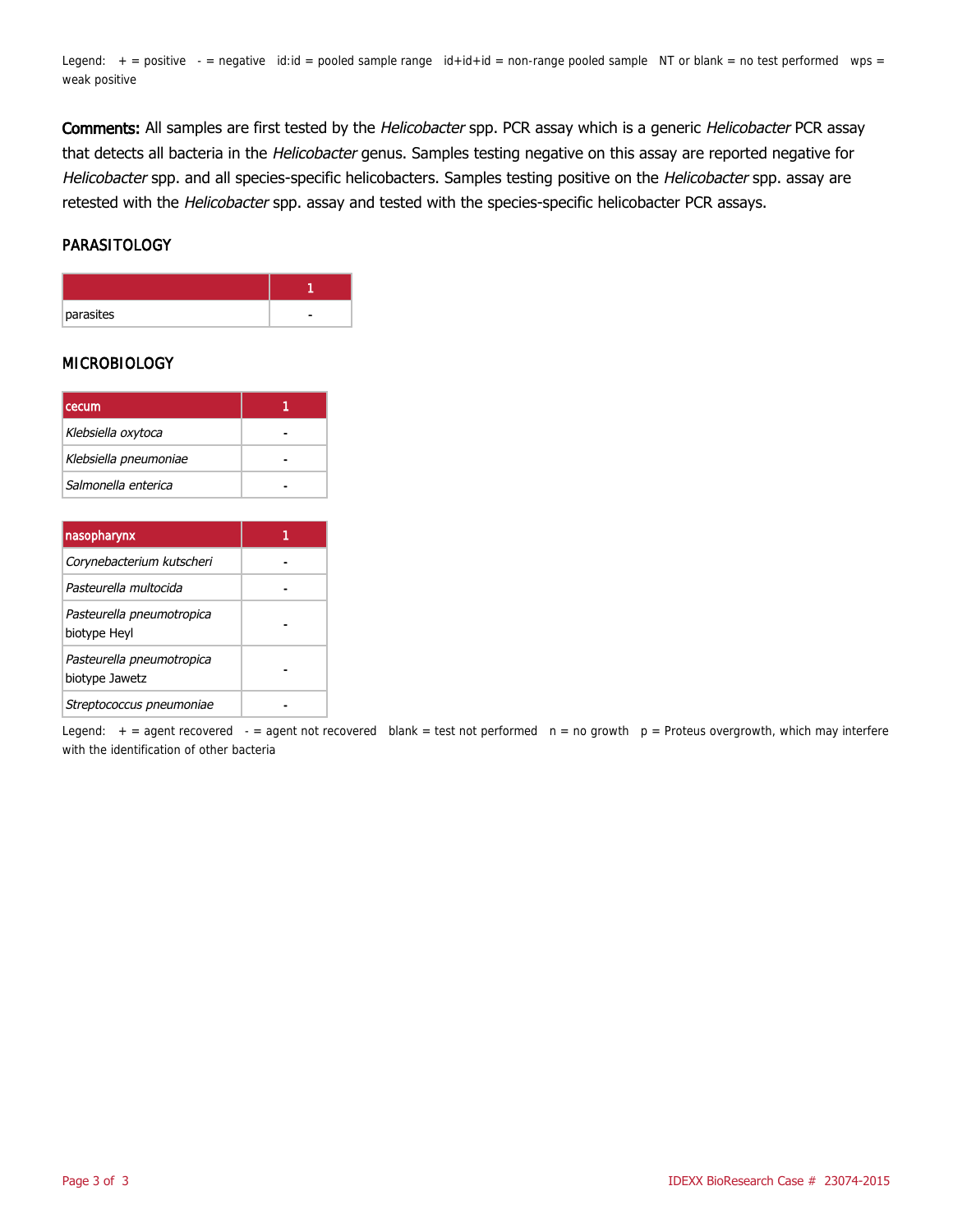Legend: + = positive - = negative id:id = pooled sample range id+id+id = non-range pooled sample NT or blank = no test performed wps = weak positive

**Comments:** All samples are first tested by the *Helicobacter* spp. PCR assay which is a generic *Helicobacter* PCR assay that detects all bacteria in the *Helicobacter* genus. Samples testing negative on this assay are reported negative for *Helicobacter* spp. and all species-specific helicobacters. Samples testing positive on the *Helicobacter* spp. assay are retested with the *Helicobacter* spp. assay and tested with the species-specific helicobacter PCR assays.

## PARASITOLOGY

| | 1 |
|---|---|
| parasites | - |

## MICROBIOLOGY

| cecum | 1 |
|---|---|
| *Klebsiella oxytoca* | - |
| *Klebsiella pneumoniae* | - |
| *Salmonella enterica* | - |

| nasopharynx | 1 |
|---|---|
| *Corynebacterium kutscheri* | - |
| *Pasteurella multocida* | - |
| *Pasteurella pneumotropica* biotype Heyl | - |
| *Pasteurella pneumotropica* biotype Jawetz | - |
| *Streptococcus pneumoniae* | - |

Legend: + = agent recovered - = agent not recovered blank = test not performed n = no growth p = Proteus overgrowth, which may interfere with the identification of other bacteria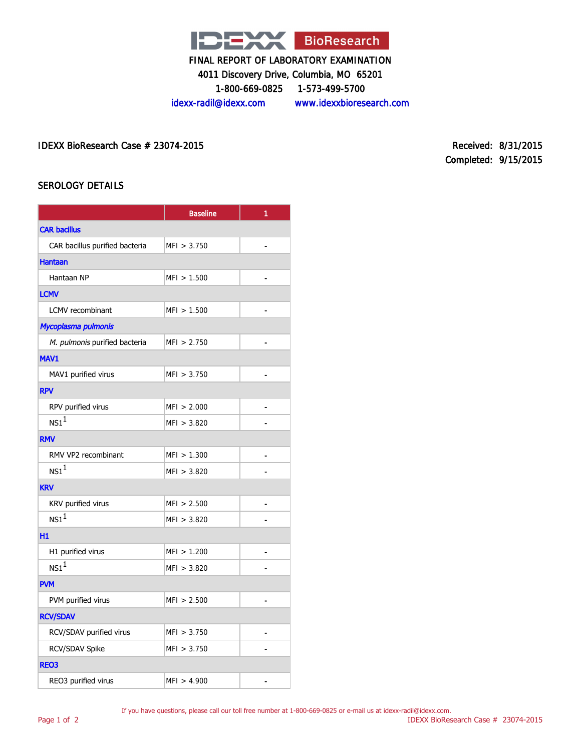IDEXX BioResearch

FINAL REPORT OF LABORATORY EXAMINATION

4011 Discovery Drive, Columbia, MO 65201

1-800-669-0825 1-573-499-5700

idexx-radil@idexx.com www.idexxbioresearch.com

IDEXX BioResearch Case # 23074-2015

Received: 8/31/2015

Completed: 9/15/2015

## SEROLOGY DETAILS

| | Baseline | 1 |
|---|---|---|
| **CAR bacillus** | | |
| CAR bacillus purified bacteria | MFI > 3.750 | - |
| **Hantaan** | | |
| Hantaan NP | MFI > 1.500 | - |
| **LCMV** | | |
| LCMV recombinant | MFI > 1.500 | - |
| ***Mycoplasma pulmonis*** | | |
| *M. pulmonis* purified bacteria | MFI > 2.750 | - |
| **MAV1** | | |
| MAV1 purified virus | MFI > 3.750 | - |
| **RPV** | | |
| RPV purified virus | MFI > 2.000 | - |
| NS1[1] | MFI > 3.820 | - |
| **RMV** | | |
| RMV VP2 recombinant | MFI > 1.300 | - |
| NS1[1] | MFI > 3.820 | - |
| **KRV** | | |
| KRV purified virus | MFI > 2.500 | - |
| NS1[1] | MFI > 3.820 | - |
| **H1** | | |
| H1 purified virus | MFI > 1.200 | - |
| NS1[1] | MFI > 3.820 | - |
| **PVM** | | |
| PVM purified virus | MFI > 2.500 | - |
| **RCV/SDAV** | | |
| RCV/SDAV purified virus | MFI > 3.750 | - |
| RCV/SDAV Spike | MFI > 3.750 | - |
| **REO3** | | |
| REO3 purified virus | MFI > 4.900 | - |

If you have questions, please call our toll free number at 1-800-669-0825 or e-mail us at idexx-radil@idexx.com.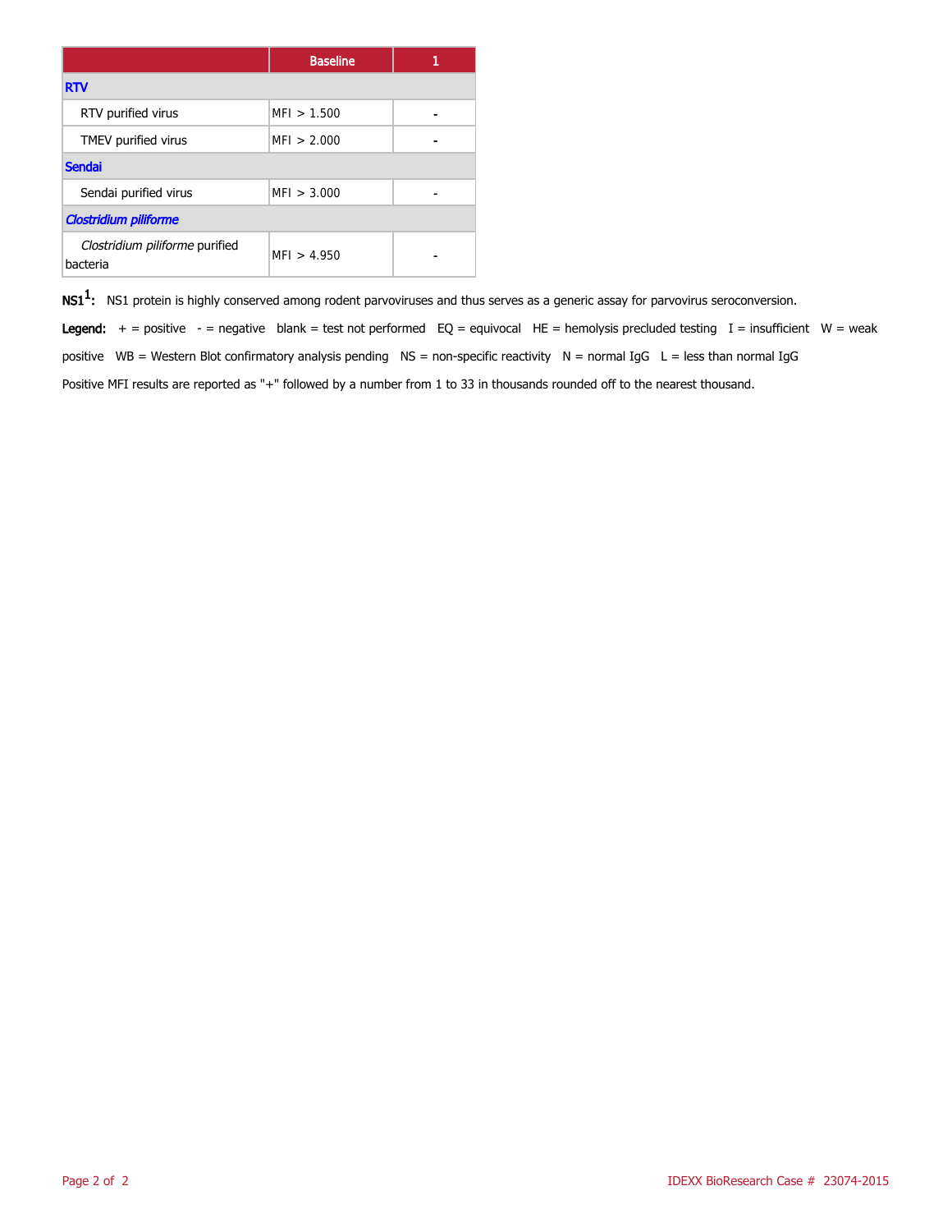| | Baseline | 1 |
|---|---|---|
| **RTV** | | |
| RTV purified virus | MFI > 1.500 | - |
| TMEV purified virus | MFI > 2.000 | - |
| **Sendai** | | |
| Sendai purified virus | MFI > 3.000 | - |
| ***Clostridium piliforme*** | | |
| *Clostridium piliforme* purified bacteria | MFI > 4.950 | - |

**NS1[1]:** NS1 protein is highly conserved among rodent parvoviruses and thus serves as a generic assay for parvovirus seroconversion.

**Legend:** + = positive - = negative blank = test not performed EQ = equivocal HE = hemolysis precluded testing I = insufficient W = weak positive WB = Western Blot confirmatory analysis pending NS = non-specific reactivity N = normal IgG L = less than normal IgG

Positive MFI results are reported as "+" followed by a number from 1 to 33 in thousands rounded off to the nearest thousand.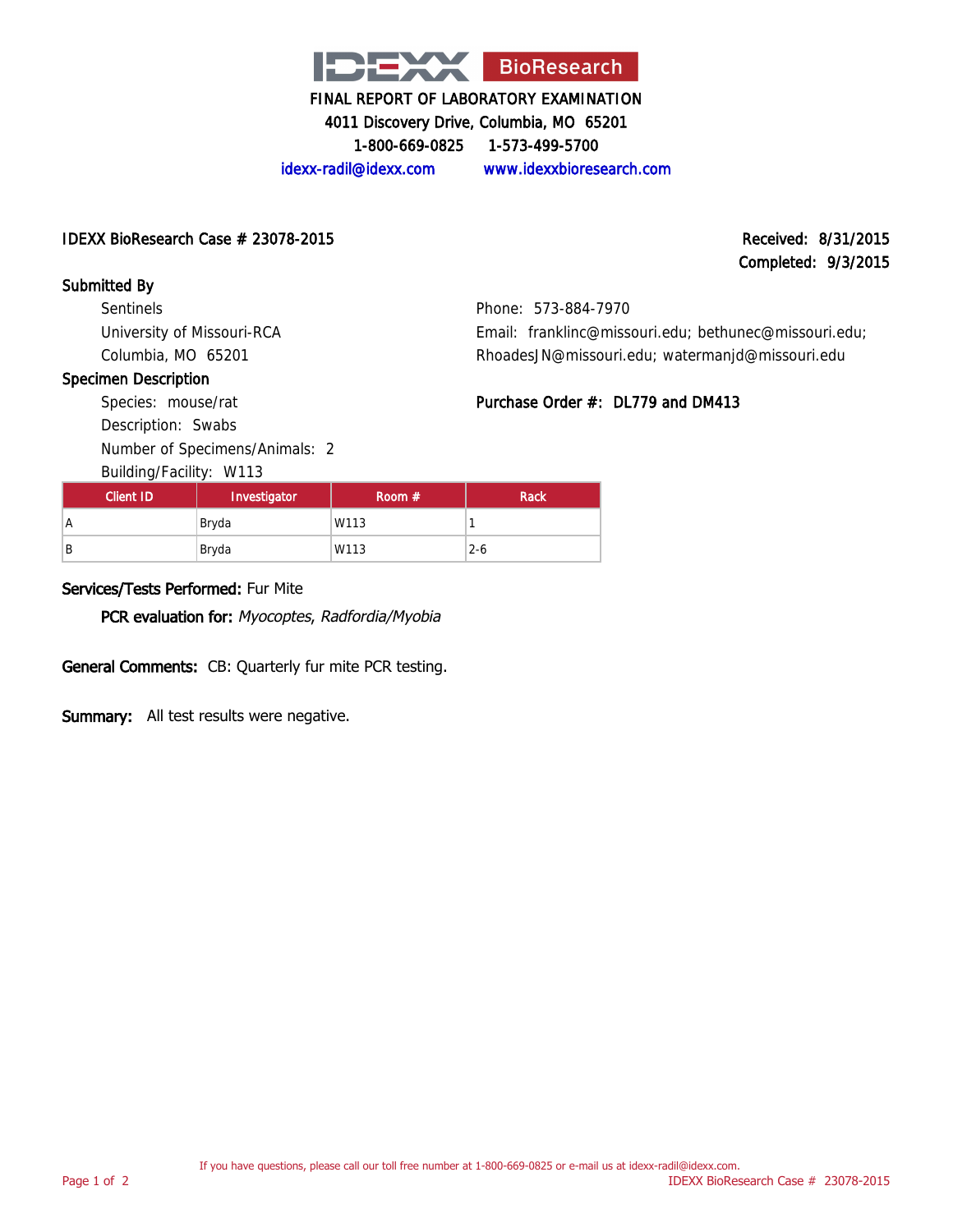IDEXX BioResearch

FINAL REPORT OF LABORATORY EXAMINATION

4011 Discovery Drive, Columbia, MO 65201

1-800-669-0825 1-573-499-5700

idexx-radil@idexx.com www.idexxbioresearch.com

**IDEXX BioResearch Case # 23078-2015**

Received: 8/31/2015

Completed: 9/3/2015

**Submitted By**

Sentinels

University of Missouri-RCA

Columbia, MO 65201

Phone: 573-884-7970

Email: franklinc@missouri.edu; bethunec@missouri.edu; RhoadesJN@missouri.edu; watermanjd@missouri.edu

**Specimen Description**

Species: mouse/rat

Description: Swabs

Number of Specimens/Animals: 2

Building/Facility: W113

**Purchase Order #: DL779 and DM413**

| Client ID | Investigator | Room # | Rack |
| --- | --- | --- | --- |
| A | Bryda | W113 | 1 |
| B | Bryda | W113 | 2-6 |

**Services/Tests Performed:** Fur Mite

**PCR evaluation for:** *Myocoptes, Radfordia/Myobia*

**General Comments:** CB: Quarterly fur mite PCR testing.

**Summary:** All test results were negative.

If you have questions, please call our toll free number at 1-800-669-0825 or e-mail us at idexx-radil@idexx.com.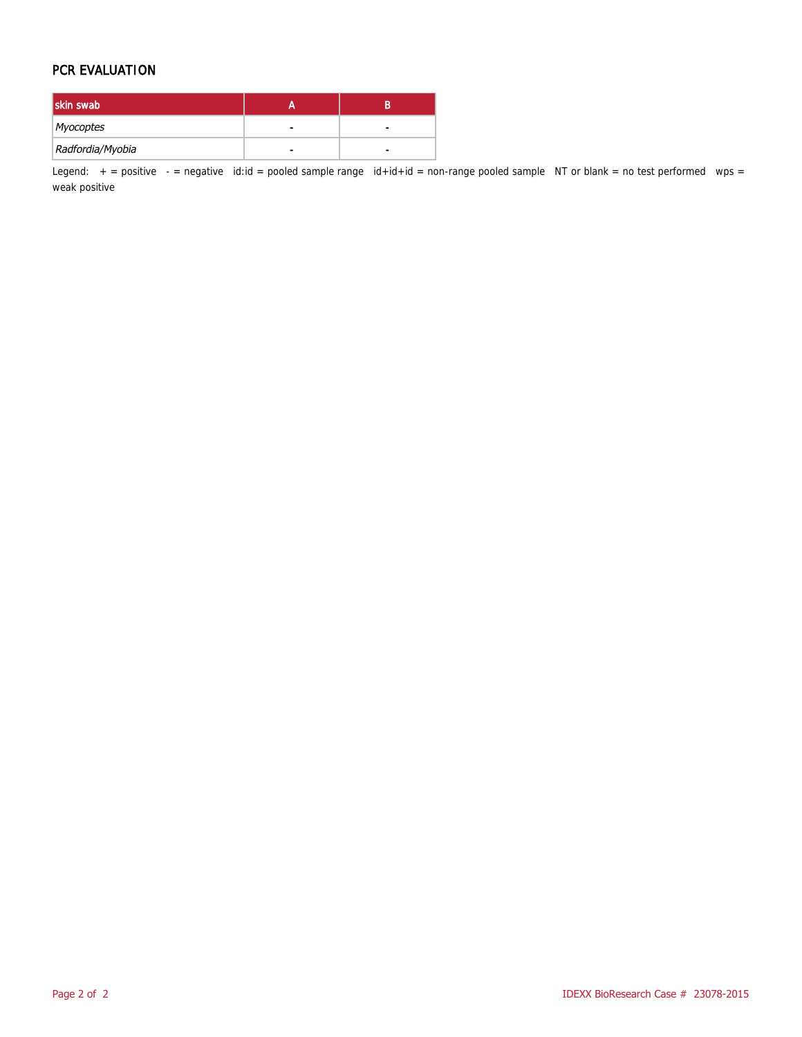## PCR EVALUATION

| skin swab | A | B |
|---|---|---|
| *Myocoptes* | - | - |
| *Radfordia/Myobia* | - | - |

Legend: + = positive - = negative id:id = pooled sample range id+id+id = non-range pooled sample NT or blank = no test performed wps = weak positive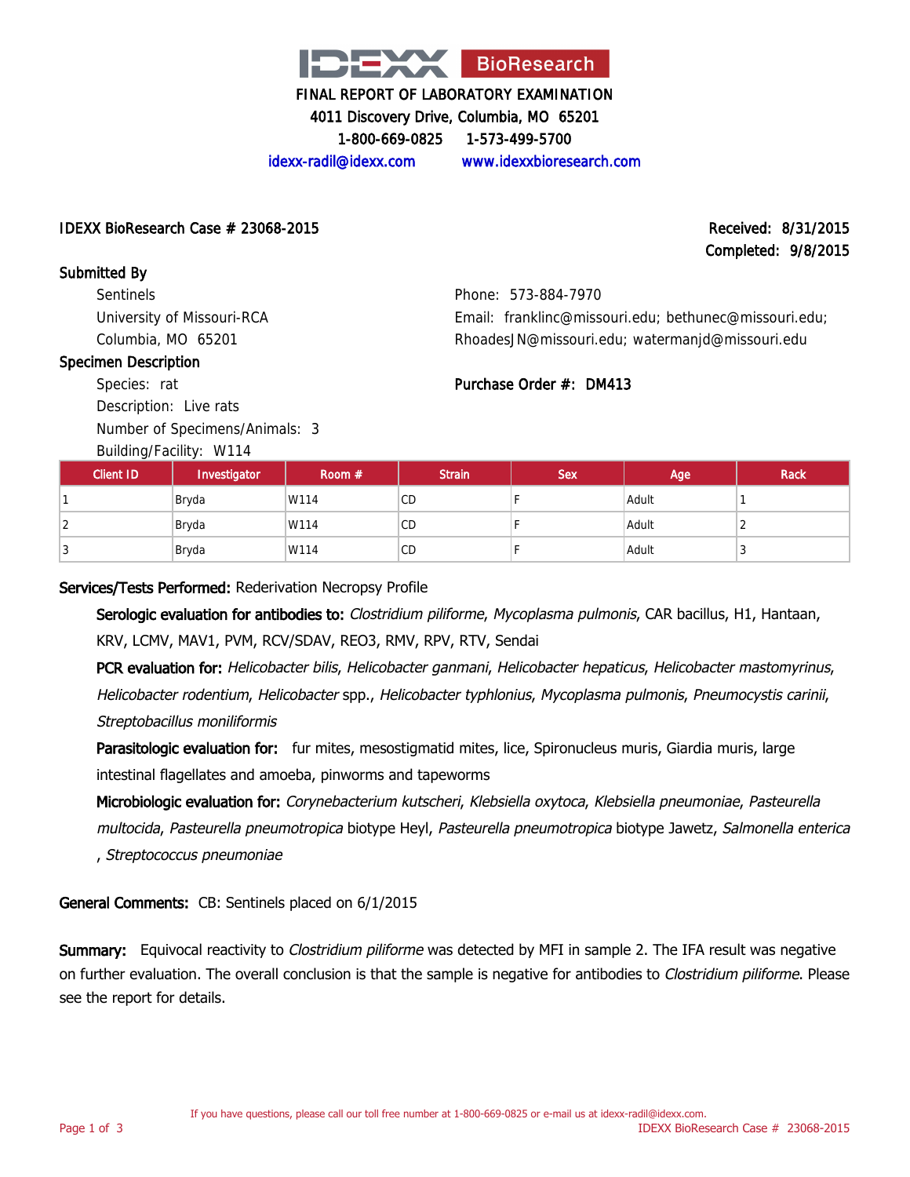IDEXX BioResearch

FINAL REPORT OF LABORATORY EXAMINATION
4011 Discovery Drive, Columbia, MO 65201
1-800-669-0825 1-573-499-5700
idexx-radil@idexx.com www.idexxbioresearch.com

IDEXX BioResearch Case # 23068-2015

Received: 8/31/2015
Completed: 9/8/2015

**Submitted By**

Sentinels
University of Missouri-RCA
Columbia, MO 65201

Phone: 573-884-7970
Email: franklinc@missouri.edu; bethunec@missouri.edu; RhoadesJN@missouri.edu; watermanjd@missouri.edu

**Specimen Description**

Species: rat
Description: Live rats
Number of Specimens/Animals: 3
Building/Facility: W114

**Purchase Order #: DM413**

| Client ID | Investigator | Room # | Strain | Sex | Age | Rack |
|---|---|---|---|---|---|---|
| 1 | Bryda | W114 | CD | F | Adult | 1 |
| 2 | Bryda | W114 | CD | F | Adult | 2 |
| 3 | Bryda | W114 | CD | F | Adult | 3 |

**Services/Tests Performed:** Rederivation Necropsy Profile

**Serologic evaluation for antibodies to:** *Clostridium piliforme*, *Mycoplasma pulmonis*, CAR bacillus, H1, Hantaan, KRV, LCMV, MAV1, PVM, RCV/SDAV, REO3, RMV, RPV, RTV, Sendai

**PCR evaluation for:** *Helicobacter bilis*, *Helicobacter ganmani*, *Helicobacter hepaticus*, *Helicobacter mastomyrinus*, *Helicobacter rodentium*, *Helicobacter* spp., *Helicobacter typhlonius*, *Mycoplasma pulmonis*, *Pneumocystis carinii*, *Streptobacillus moniliformis*

**Parasitologic evaluation for:** fur mites, mesostigmatid mites, lice, Spironucleus muris, Giardia muris, large intestinal flagellates and amoeba, pinworms and tapeworms

**Microbiologic evaluation for:** *Corynebacterium kutscheri*, *Klebsiella oxytoca*, *Klebsiella pneumoniae*, *Pasteurella multocida*, *Pasteurella pneumotropica* biotype Heyl, *Pasteurella pneumotropica* biotype Jawetz, *Salmonella enterica*, *Streptococcus pneumoniae*

**General Comments:** CB: Sentinels placed on 6/1/2015

**Summary:** Equivocal reactivity to *Clostridium piliforme* was detected by MFI in sample 2. The IFA result was negative on further evaluation. The overall conclusion is that the sample is negative for antibodies to *Clostridium piliforme*. Please see the report for details.

If you have questions, please call our toll free number at 1-800-669-0825 or e-mail us at idexx-radil@idexx.com.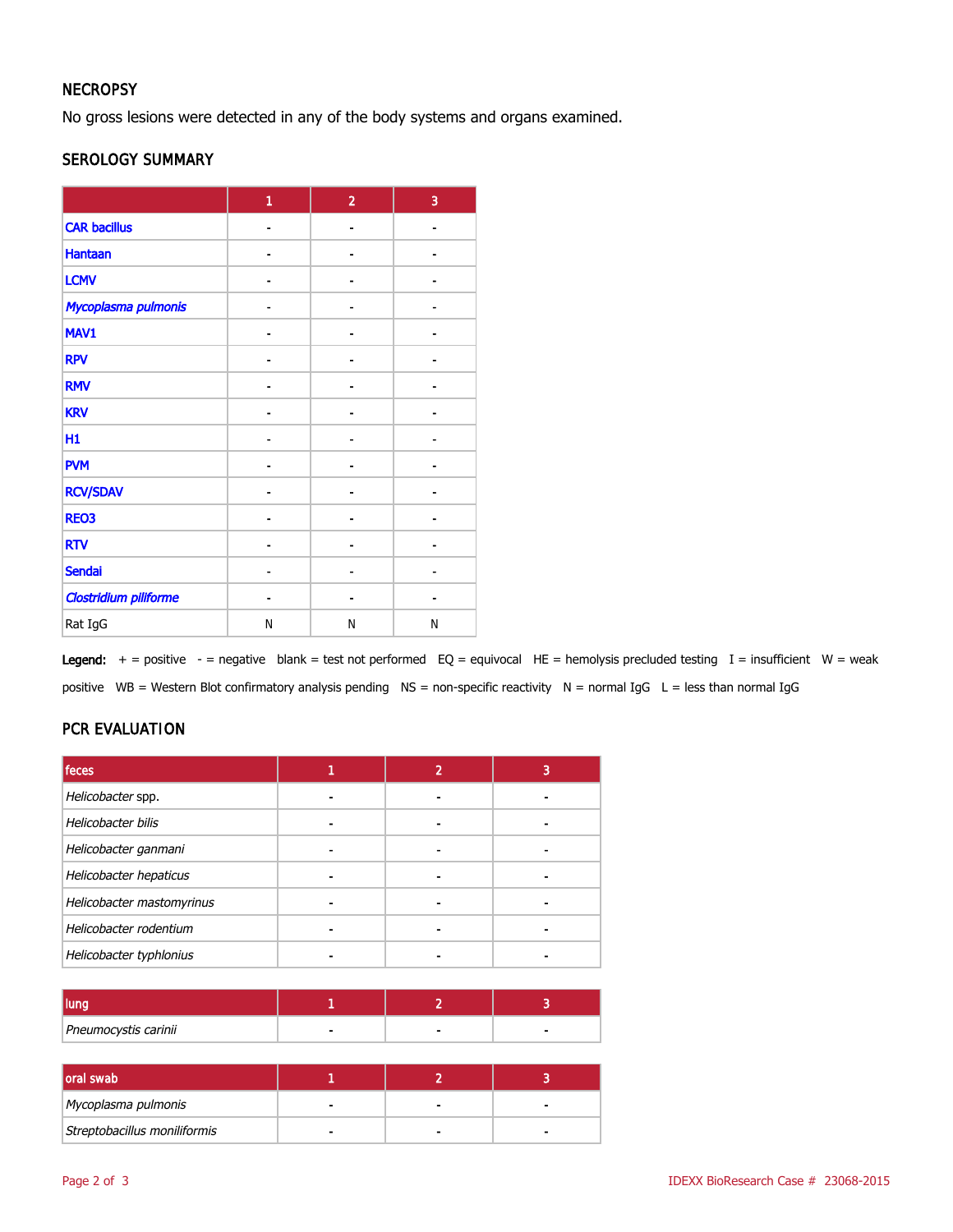## NECROPSY

No gross lesions were detected in any of the body systems and organs examined.

## SEROLOGY SUMMARY

| | 1 | 2 | 3 |
|---|---|---|---|
| CAR bacillus | - | - | - |
| Hantaan | - | - | - |
| LCMV | - | - | - |
| *Mycoplasma pulmonis* | - | - | - |
| MAV1 | - | - | - |
| RPV | - | - | - |
| RMV | - | - | - |
| KRV | - | - | - |
| H1 | - | - | - |
| PVM | - | - | - |
| RCV/SDAV | - | - | - |
| REO3 | - | - | - |
| RTV | - | - | - |
| Sendai | - | - | - |
| *Clostridium piliforme* | - | - | - |
| Rat IgG | N | N | N |

**Legend:** + = positive - = negative blank = test not performed EQ = equivocal HE = hemolysis precluded testing I = insufficient W = weak positive WB = Western Blot confirmatory analysis pending NS = non-specific reactivity N = normal IgG L = less than normal IgG

## PCR EVALUATION

| feces | 1 | 2 | 3 |
|---|---|---|---|
| *Helicobacter* spp. | - | - | - |
| *Helicobacter bilis* | - | - | - |
| *Helicobacter ganmani* | - | - | - |
| *Helicobacter hepaticus* | - | - | - |
| *Helicobacter mastomyrinus* | - | - | - |
| *Helicobacter rodentium* | - | - | - |
| *Helicobacter typhlonius* | - | - | - |

| lung | 1 | 2 | 3 |
|---|---|---|---|
| *Pneumocystis carinii* | - | - | - |

| oral swab | 1 | 2 | 3 |
|---|---|---|---|
| *Mycoplasma pulmonis* | - | - | - |
| *Streptobacillus moniliformis* | - | - | - |

IDEXX BioResearch Case # 23068-2015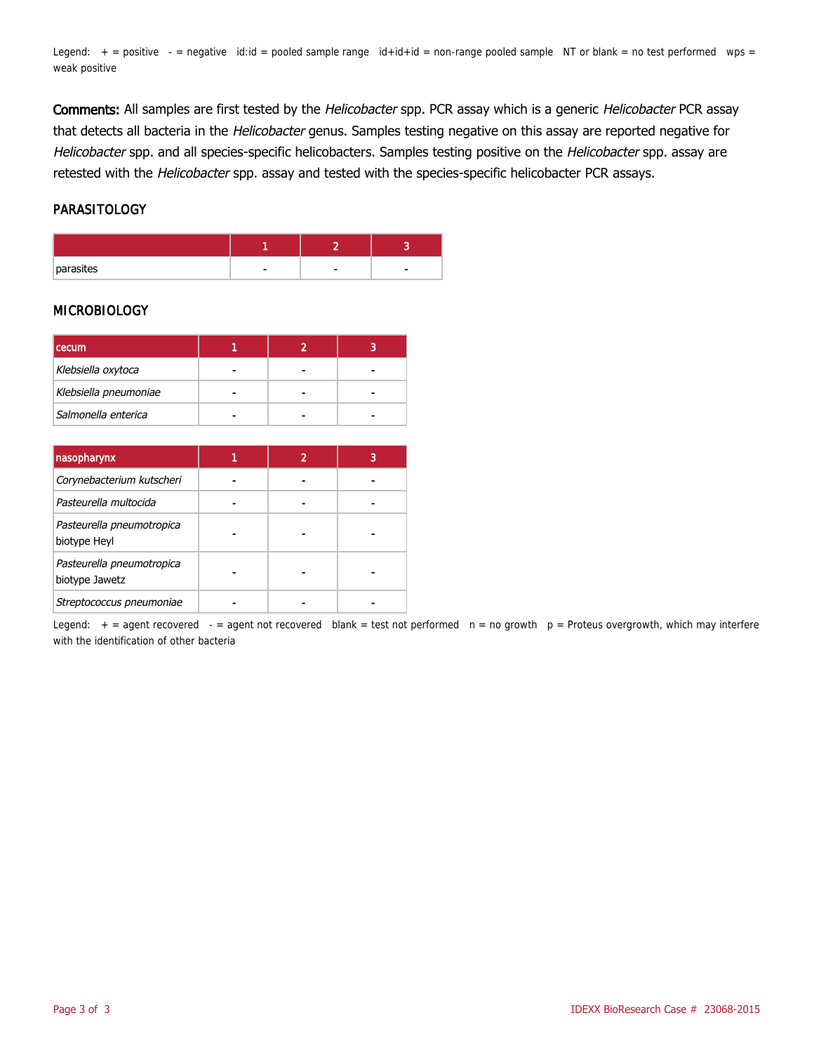Legend: + = positive - = negative id:id = pooled sample range id+id+id = non-range pooled sample NT or blank = no test performed wps = weak positive

**Comments:** All samples are first tested by the *Helicobacter* spp. PCR assay which is a generic *Helicobacter* PCR assay that detects all bacteria in the *Helicobacter* genus. Samples testing negative on this assay are reported negative for *Helicobacter* spp. and all species-specific helicobacters. Samples testing positive on the *Helicobacter* spp. assay are retested with the *Helicobacter* spp. assay and tested with the species-specific helicobacter PCR assays.

## PARASITOLOGY

| | 1 | 2 | 3 |
|---|---|---|---|
| parasites | - | - | - |

## MICROBIOLOGY

| cecum | 1 | 2 | 3 |
|---|---|---|---|
| *Klebsiella oxytoca* | - | - | - |
| *Klebsiella pneumoniae* | - | - | - |
| *Salmonella enterica* | - | - | - |

| nasopharynx | 1 | 2 | 3 |
|---|---|---|---|
| *Corynebacterium kutscheri* | - | - | - |
| *Pasteurella multocida* | - | - | - |
| *Pasteurella pneumotropica* biotype Heyl | - | - | - |
| *Pasteurella pneumotropica* biotype Jawetz | - | - | - |
| *Streptococcus pneumoniae* | - | - | - |

Legend: + = agent recovered - = agent not recovered blank = test not performed n = no growth p = Proteus overgrowth, which may interfere with the identification of other bacteria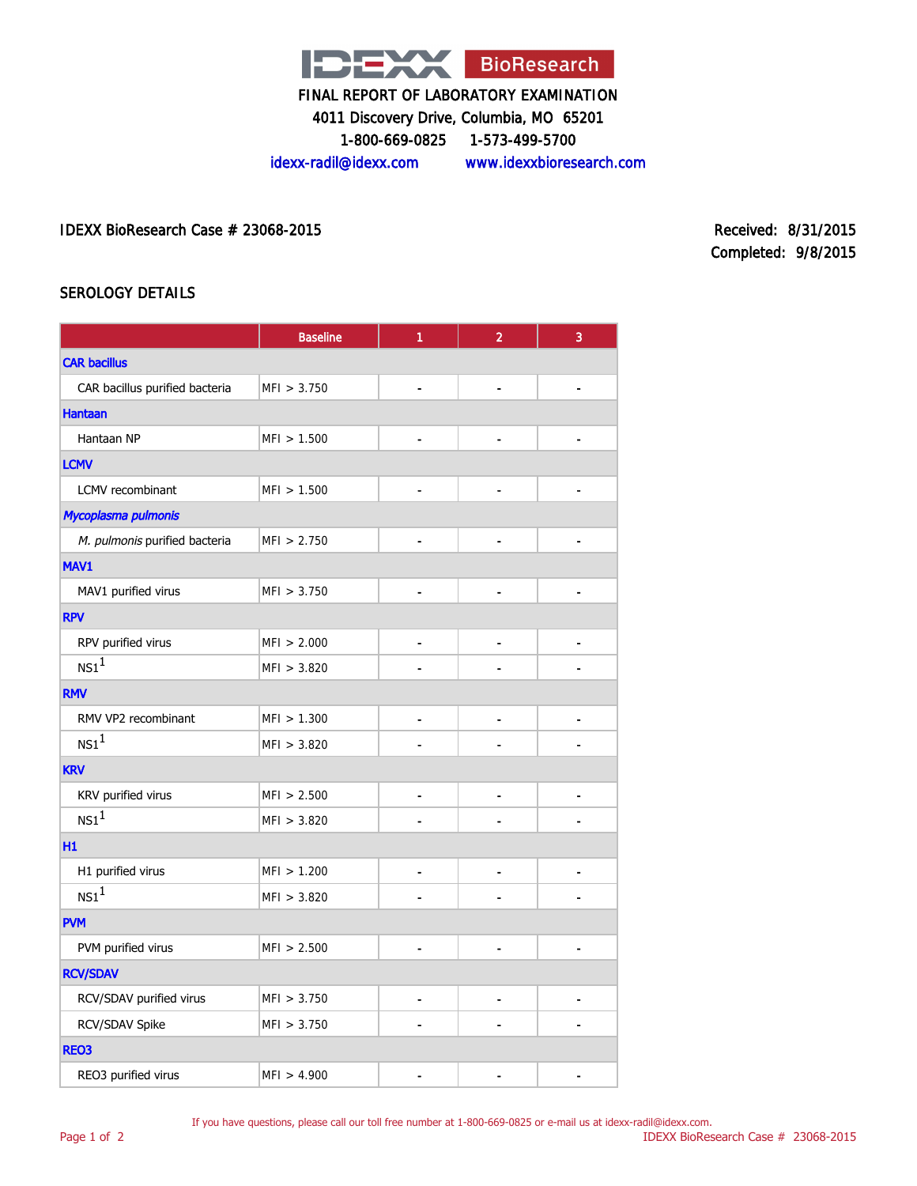IDEXX BioResearch

FINAL REPORT OF LABORATORY EXAMINATION

4011 Discovery Drive, Columbia, MO 65201

1-800-669-0825 1-573-499-5700

idexx-radil@idexx.com www.idexxbioresearch.com

IDEXX BioResearch Case # 23068-2015

Received: 8/31/2015
Completed: 9/8/2015

## SEROLOGY DETAILS

| | Baseline | 1 | 2 | 3 |
|---|---|---|---|---|
| **CAR bacillus** | | | | |
| CAR bacillus purified bacteria | MFI > 3.750 | - | - | - |
| **Hantaan** | | | | |
| Hantaan NP | MFI > 1.500 | - | - | - |
| **LCMV** | | | | |
| LCMV recombinant | MFI > 1.500 | - | - | - |
| ***Mycoplasma pulmonis*** | | | | |
| *M. pulmonis* purified bacteria | MFI > 2.750 | - | - | - |
| **MAV1** | | | | |
| MAV1 purified virus | MFI > 3.750 | - | - | - |
| **RPV** | | | | |
| RPV purified virus | MFI > 2.000 | - | - | - |
| NS1[1] | MFI > 3.820 | - | - | - |
| **RMV** | | | | |
| RMV VP2 recombinant | MFI > 1.300 | - | - | - |
| NS1[1] | MFI > 3.820 | - | - | - |
| **KRV** | | | | |
| KRV purified virus | MFI > 2.500 | - | - | - |
| NS1[1] | MFI > 3.820 | - | - | - |
| **H1** | | | | |
| H1 purified virus | MFI > 1.200 | - | - | - |
| NS1[1] | MFI > 3.820 | - | - | - |
| **PVM** | | | | |
| PVM purified virus | MFI > 2.500 | - | - | - |
| **RCV/SDAV** | | | | |
| RCV/SDAV purified virus | MFI > 3.750 | - | - | - |
| RCV/SDAV Spike | MFI > 3.750 | - | - | - |
| **REO3** | | | | |
| REO3 purified virus | MFI > 4.900 | - | - | - |

If you have questions, please call our toll free number at 1-800-669-0825 or e-mail us at idexx-radil@idexx.com.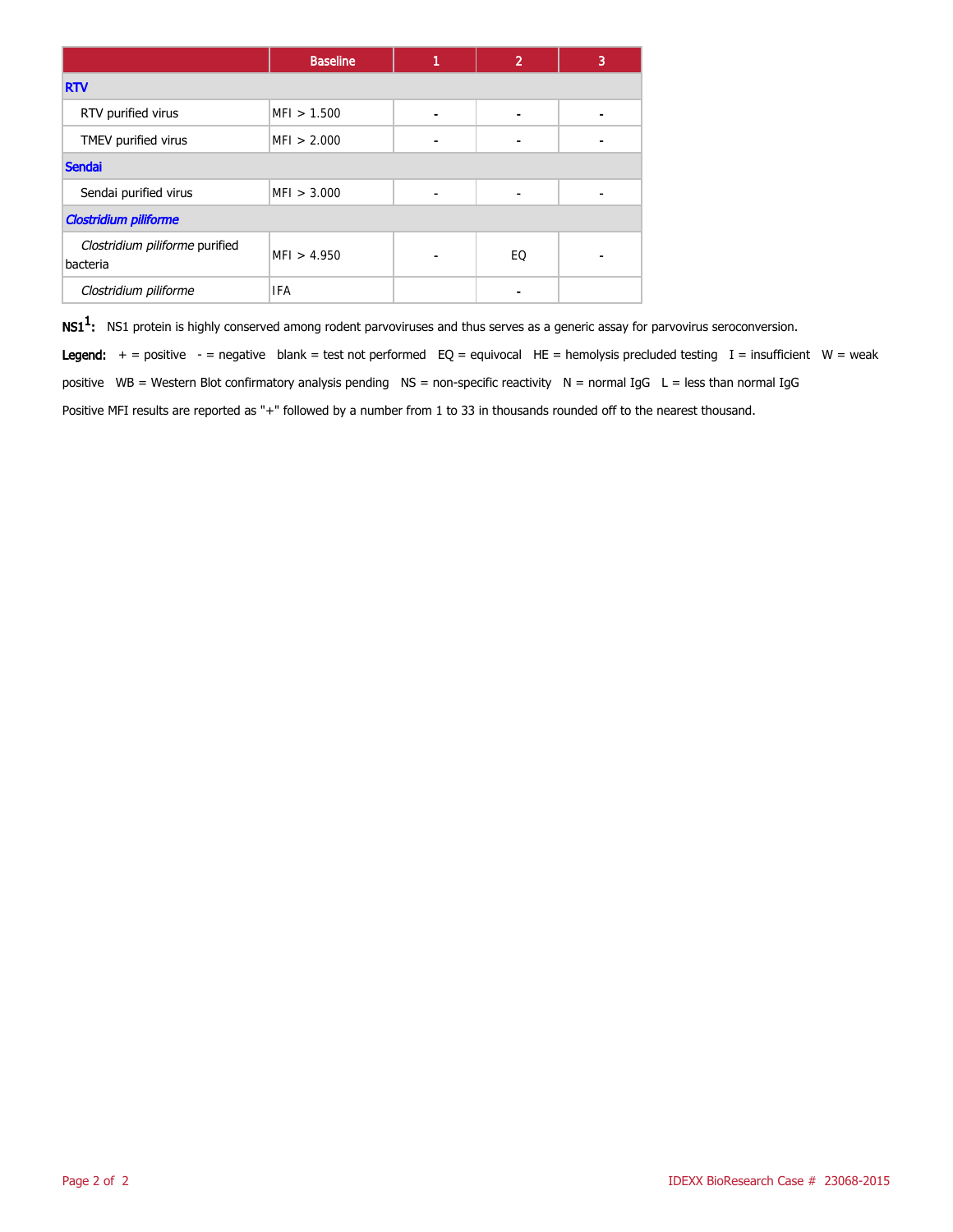| | Baseline | 1 | 2 | 3 |
|---|---|---|---|---|
| **RTV** | | | | |
| RTV purified virus | MFI > 1.500 | - | - | - |
| TMEV purified virus | MFI > 2.000 | - | - | - |
| **Sendai** | | | | |
| Sendai purified virus | MFI > 3.000 | - | - | - |
| ***Clostridium piliforme*** | | | | |
| *Clostridium piliforme* purified bacteria | MFI > 4.950 | - | EQ | - |
| *Clostridium piliforme* | IFA | | - | |

**NS1[1]:** NS1 protein is highly conserved among rodent parvoviruses and thus serves as a generic assay for parvovirus seroconversion.

**Legend:** + = positive - = negative blank = test not performed EQ = equivocal HE = hemolysis precluded testing I = insufficient W = weak positive WB = Western Blot confirmatory analysis pending NS = non-specific reactivity N = normal IgG L = less than normal IgG

Positive MFI results are reported as "+" followed by a number from 1 to 33 in thousands rounded off to the nearest thousand.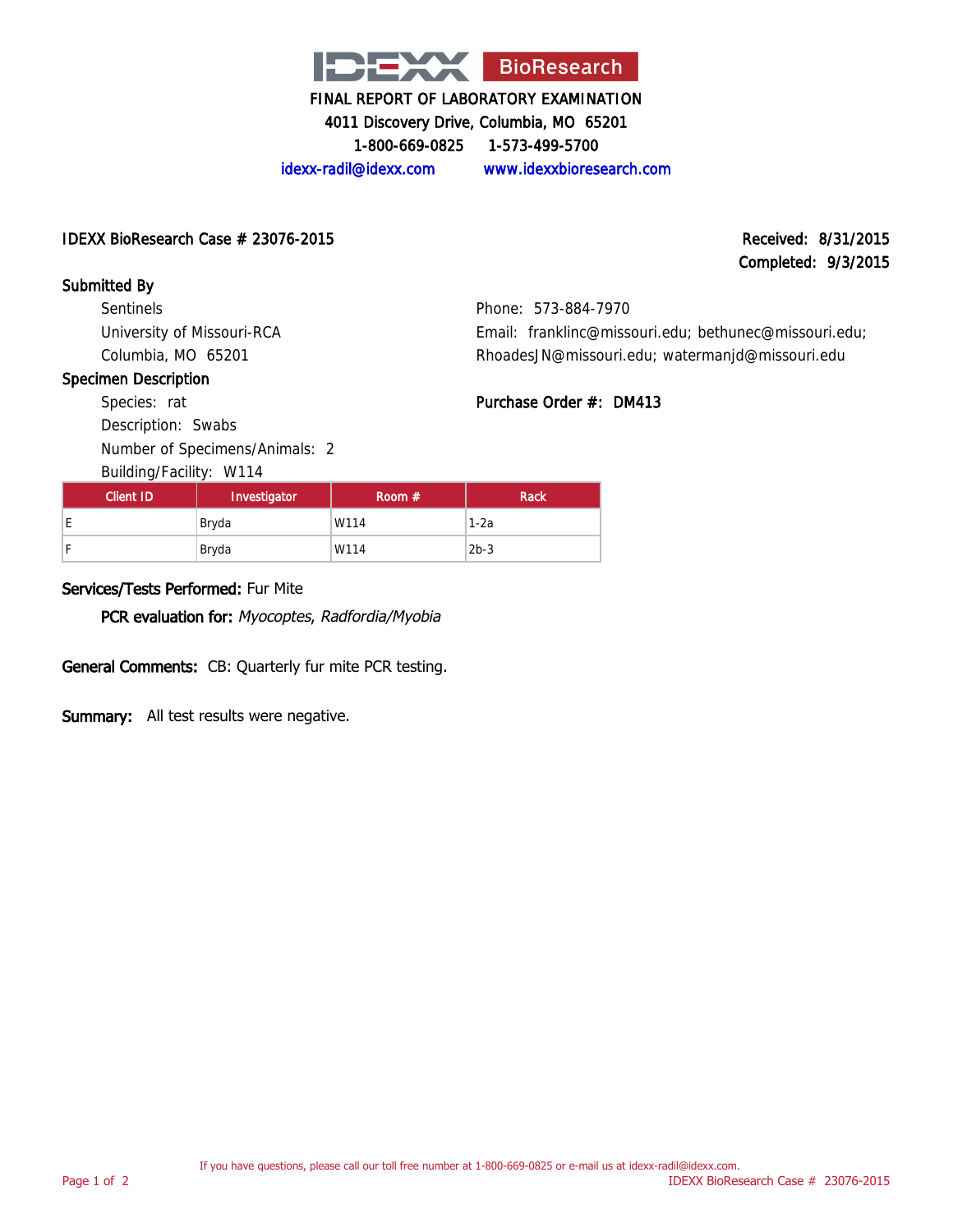**IDEXX BioResearch**

FINAL REPORT OF LABORATORY EXAMINATION
4011 Discovery Drive, Columbia, MO 65201
1-800-669-0825 1-573-499-5700
idexx-radil@idexx.com www.idexxbioresearch.com

**IDEXX BioResearch Case # 23076-2015**

**Received: 8/31/2015**
**Completed: 9/3/2015**

**Submitted By**

Sentinels
University of Missouri-RCA
Columbia, MO 65201

Phone: 573-884-7970
Email: franklinc@missouri.edu; bethunec@missouri.edu; RhoadesJN@missouri.edu; watermanjd@missouri.edu

**Specimen Description**

Species: rat
Description: Swabs
Number of Specimens/Animals: 2
Building/Facility: W114

**Purchase Order #: DM413**

| Client ID | Investigator | Room # | Rack |
|---|---|---|---|
| E | Bryda | W114 | 1-2a |
| F | Bryda | W114 | 2b-3 |

**Services/Tests Performed:** Fur Mite

**PCR evaluation for:** *Myocoptes*, *Radfordia/Myobia*

**General Comments:** CB: Quarterly fur mite PCR testing.

**Summary:** All test results were negative.

If you have questions, please call our toll free number at 1-800-669-0825 or e-mail us at idexx-radil@idexx.com.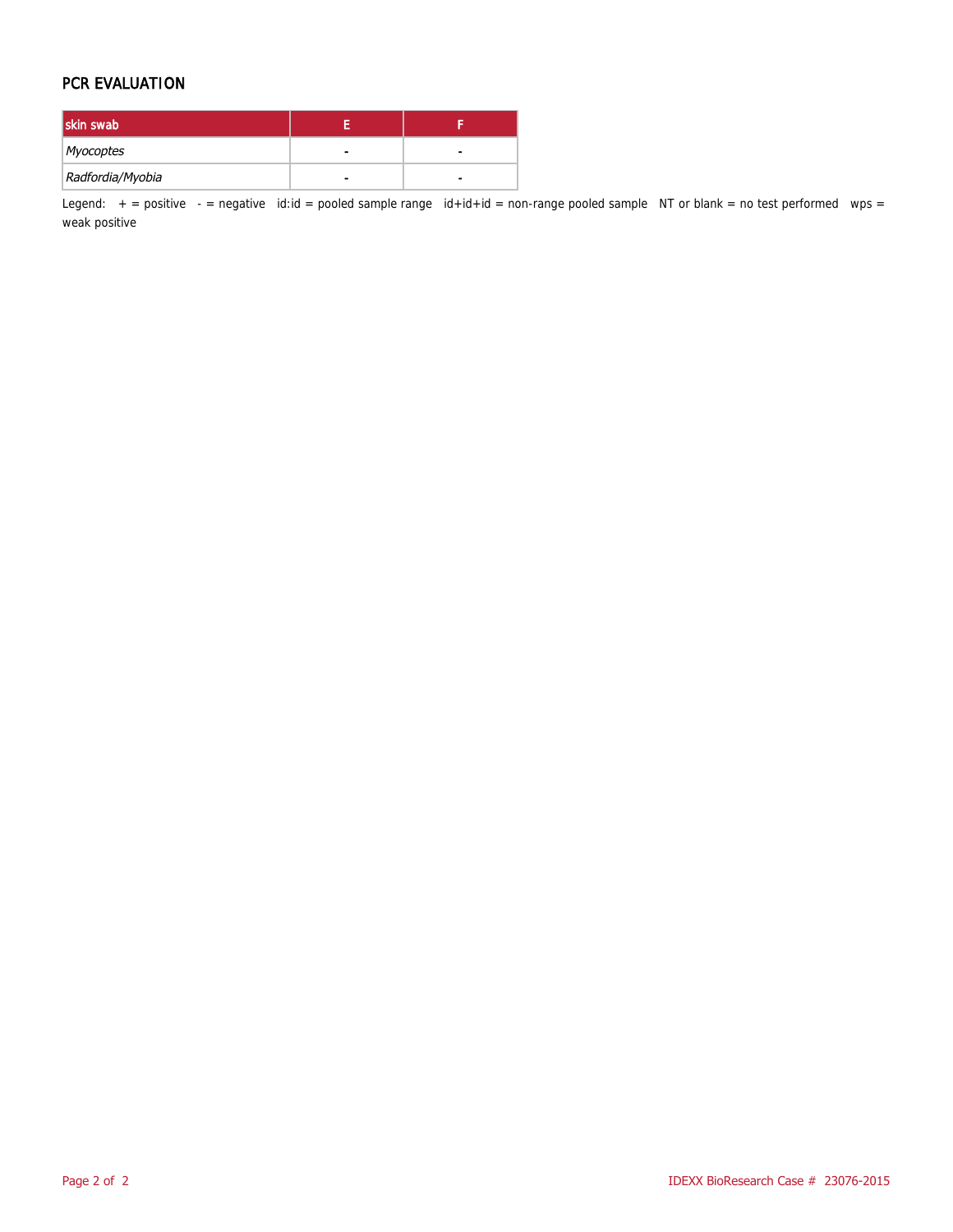## PCR EVALUATION

| skin swab | E | F |
| --- | --- | --- |
| *Myocoptes* | - | - |
| *Radfordia/Myobia* | - | - |

Legend: + = positive - = negative id:id = pooled sample range id+id+id = non-range pooled sample NT or blank = no test performed wps = weak positive